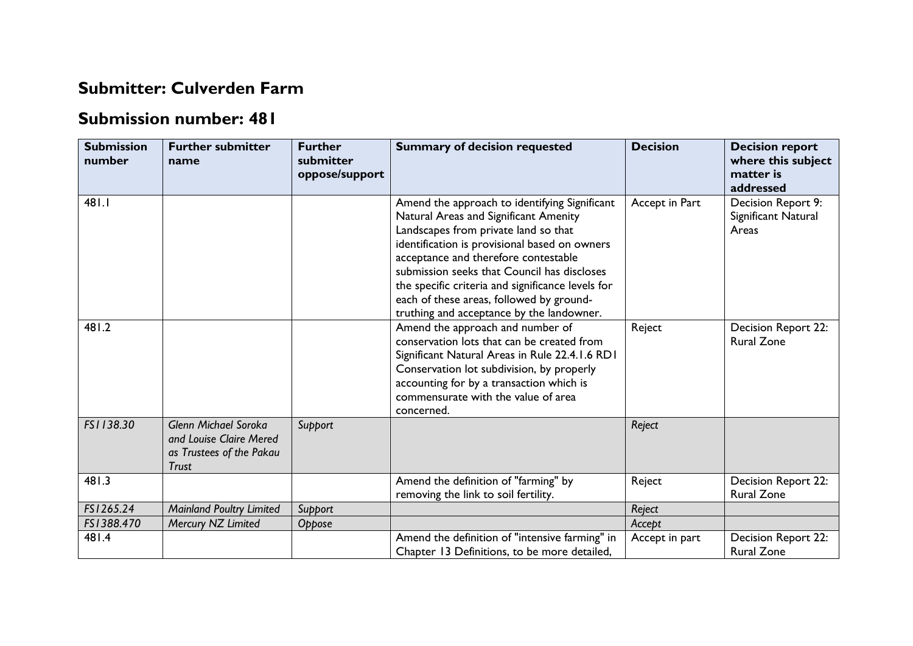# Submitter: Culverden Farm

## Submission number: 481

| Submission number | Further submitter name | Further submitter oppose/support | Summary of decision requested | Decision | Decision report where this subject matter is addressed |
|---|---|---|---|---|---|
| 481.1 | | | Amend the approach to identifying Significant Natural Areas and Significant Amenity Landscapes from private land so that identification is provisional based on owners acceptance and therefore contestable submission seeks that Council has discloses the specific criteria and significance levels for each of these areas, followed by ground-truthing and acceptance by the landowner. | Accept in Part | Decision Report 9: Significant Natural Areas |
| 481.2 | | | Amend the approach and number of conservation lots that can be created from Significant Natural Areas in Rule 22.4.1.6 RD1 Conservation lot subdivision, by properly accounting for by a transaction which is commensurate with the value of area concerned. | Reject | Decision Report 22: Rural Zone |
| *FS1138.30* | *Glenn Michael Soroka and Louise Claire Mered as Trustees of the Pakau Trust* | *Support* | | *Reject* | |
| 481.3 | | | Amend the definition of "farming" by removing the link to soil fertility. | Reject | Decision Report 22: Rural Zone |
| *FS1265.24* | *Mainland Poultry Limited* | *Support* | | *Reject* | |
| *FS1388.470* | *Mercury NZ Limited* | *Oppose* | | *Accept* | |
| 481.4 | | | Amend the definition of "intensive farming" in Chapter 13 Definitions, to be more detailed, | Accept in part | Decision Report 22: Rural Zone |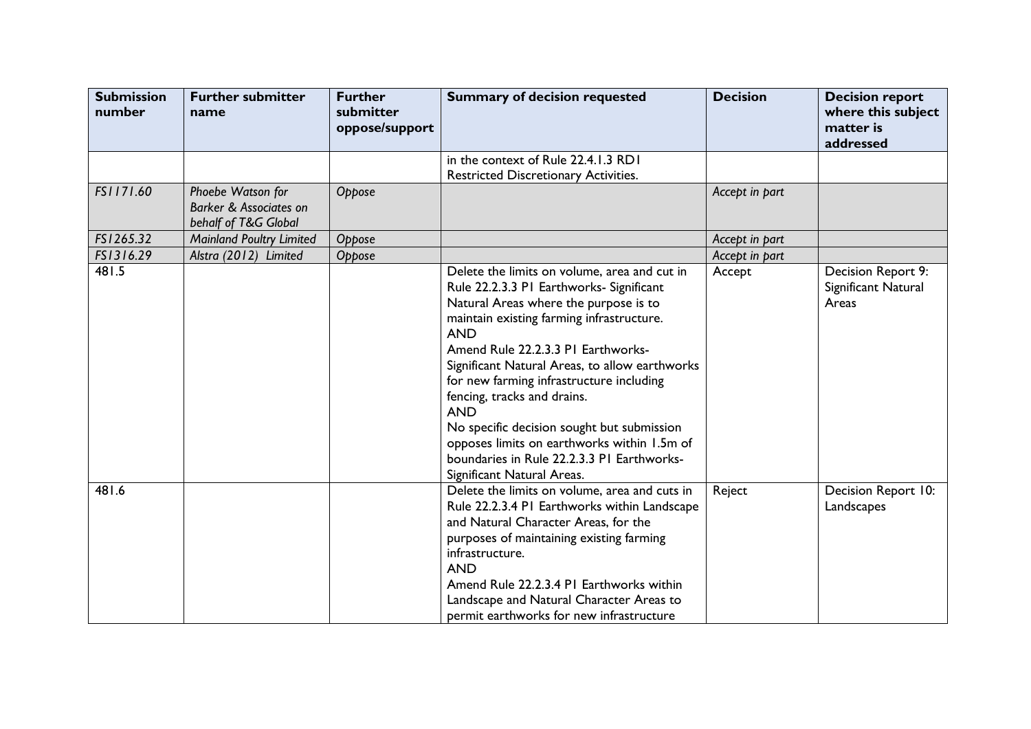| Submission number | Further submitter name | Further submitter oppose/support | Summary of decision requested | Decision | Decision report where this subject matter is addressed |
|---|---|---|---|---|---|
| | | | in the context of Rule 22.4.1.3 RD1 Restricted Discretionary Activities. | | |
| *FS1171.60* | *Phoebe Watson for Barker & Associates on behalf of T&G Global* | *Oppose* | | *Accept in part* | |
| *FS1265.32* | *Mainland Poultry Limited* | *Oppose* | | *Accept in part* | |
| *FS1316.29* | *Alstra (2012) Limited* | *Oppose* | | *Accept in part* | |
| 481.5 | | | Delete the limits on volume, area and cut in Rule 22.2.3.3 P1 Earthworks- Significant Natural Areas where the purpose is to maintain existing farming infrastructure. AND Amend Rule 22.2.3.3 P1 Earthworks- Significant Natural Areas, to allow earthworks for new farming infrastructure including fencing, tracks and drains. AND No specific decision sought but submission opposes limits on earthworks within 1.5m of boundaries in Rule 22.2.3.3 P1 Earthworks- Significant Natural Areas. | Accept | Decision Report 9: Significant Natural Areas |
| 481.6 | | | Delete the limits on volume, area and cuts in Rule 22.2.3.4 P1 Earthworks within Landscape and Natural Character Areas, for the purposes of maintaining existing farming infrastructure. AND Amend Rule 22.2.3.4 P1 Earthworks within Landscape and Natural Character Areas to permit earthworks for new infrastructure | Reject | Decision Report 10: Landscapes |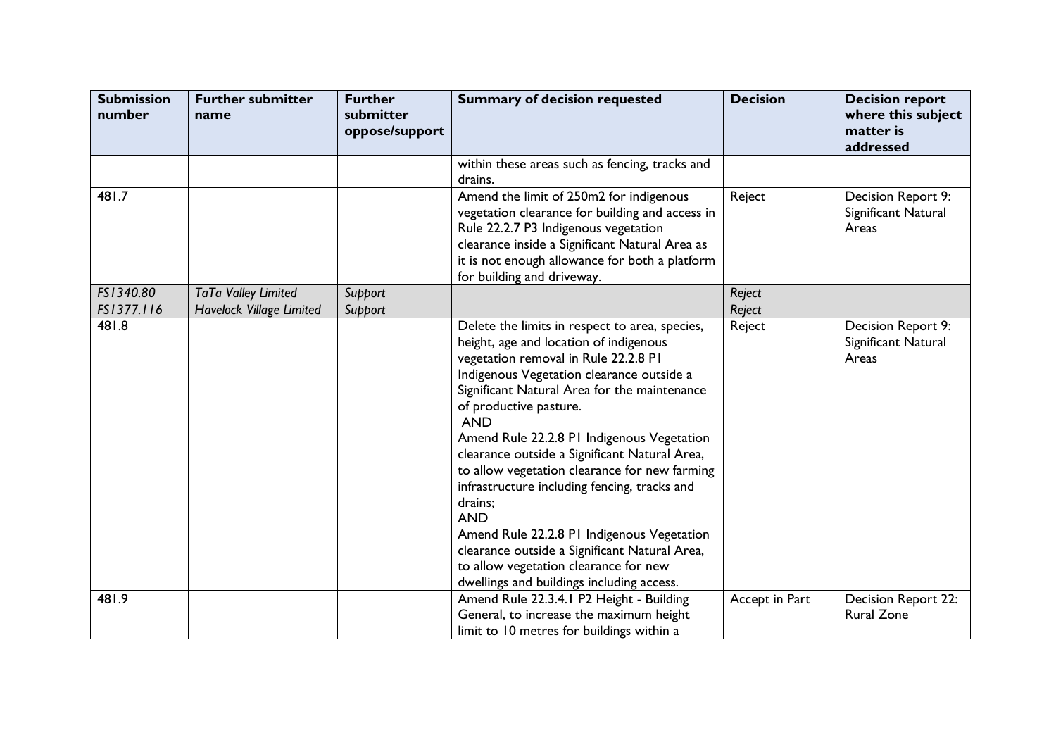| Submission number | Further submitter name | Further submitter oppose/support | Summary of decision requested | Decision | Decision report where this subject matter is addressed |
|---|---|---|---|---|---|
| | | | within these areas such as fencing, tracks and drains. | | |
| 481.7 | | | Amend the limit of 250m2 for indigenous vegetation clearance for building and access in Rule 22.2.7 P3 Indigenous vegetation clearance inside a Significant Natural Area as it is not enough allowance for both a platform for building and driveway. | Reject | Decision Report 9: Significant Natural Areas |
| *FS1340.80* | *TaTa Valley Limited* | *Support* | | *Reject* | |
| *FS1377.116* | *Havelock Village Limited* | *Support* | | *Reject* | |
| 481.8 | | | Delete the limits in respect to area, species, height, age and location of indigenous vegetation removal in Rule 22.2.8 P1 Indigenous Vegetation clearance outside a Significant Natural Area for the maintenance of productive pasture. AND Amend Rule 22.2.8 P1 Indigenous Vegetation clearance outside a Significant Natural Area, to allow vegetation clearance for new farming infrastructure including fencing, tracks and drains; AND Amend Rule 22.2.8 P1 Indigenous Vegetation clearance outside a Significant Natural Area, to allow vegetation clearance for new dwellings and buildings including access. | Reject | Decision Report 9: Significant Natural Areas |
| 481.9 | | | Amend Rule 22.3.4.1 P2 Height - Building General, to increase the maximum height limit to 10 metres for buildings within a | Accept in Part | Decision Report 22: Rural Zone |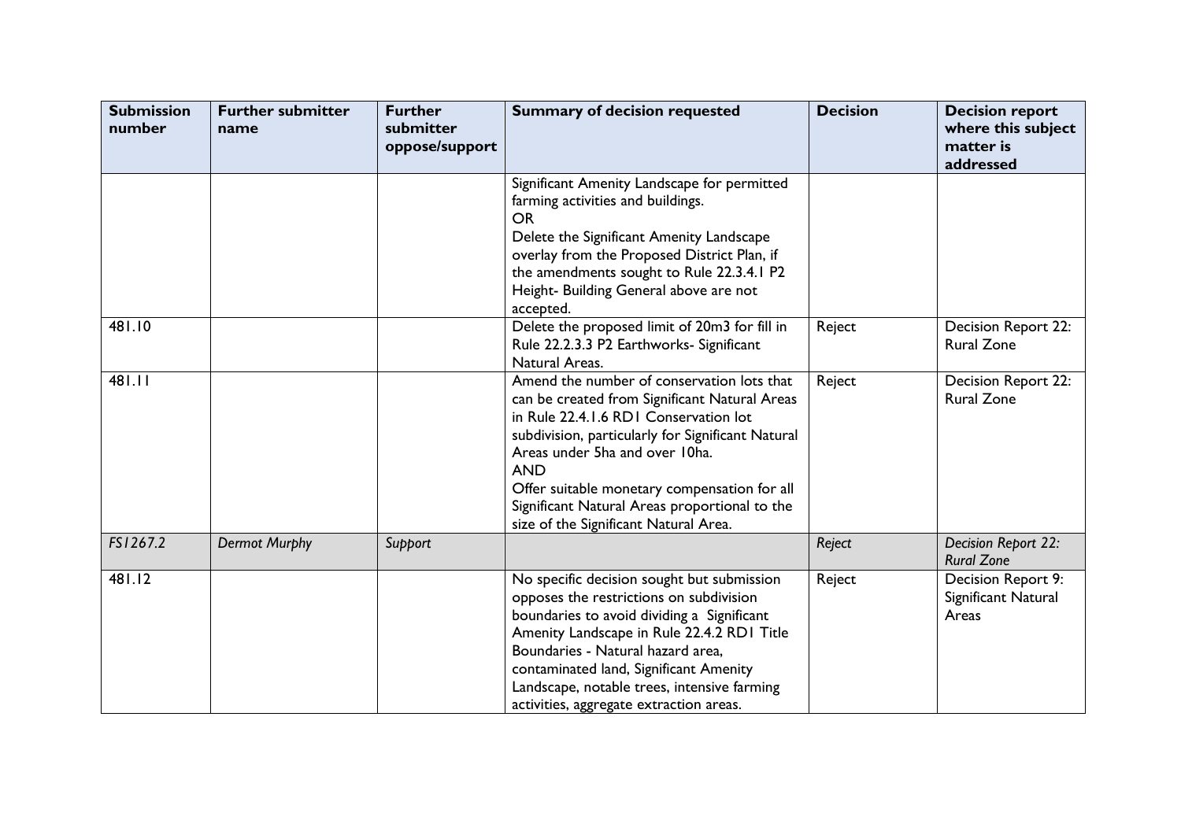| Submission number | Further submitter name | Further submitter oppose/support | Summary of decision requested | Decision | Decision report where this subject matter is addressed |
|---|---|---|---|---|---|
| | | | Significant Amenity Landscape for permitted farming activities and buildings.<br>OR<br>Delete the Significant Amenity Landscape overlay from the Proposed District Plan, if the amendments sought to Rule 22.3.4.1 P2 Height- Building General above are not accepted. | | |
| 481.10 | | | Delete the proposed limit of 20m3 for fill in Rule 22.2.3.3 P2 Earthworks- Significant Natural Areas. | Reject | Decision Report 22: Rural Zone |
| 481.11 | | | Amend the number of conservation lots that can be created from Significant Natural Areas in Rule 22.4.1.6 RD1 Conservation lot subdivision, particularly for Significant Natural Areas under 5ha and over 10ha.<br>AND<br>Offer suitable monetary compensation for all Significant Natural Areas proportional to the size of the Significant Natural Area. | Reject | Decision Report 22: Rural Zone |
| *FS1267.2* | *Dermot Murphy* | *Support* | | *Reject* | *Decision Report 22: Rural Zone* |
| 481.12 | | | No specific decision sought but submission opposes the restrictions on subdivision boundaries to avoid dividing a Significant Amenity Landscape in Rule 22.4.2 RD1 Title Boundaries - Natural hazard area, contaminated land, Significant Amenity Landscape, notable trees, intensive farming activities, aggregate extraction areas. | Reject | Decision Report 9: Significant Natural Areas |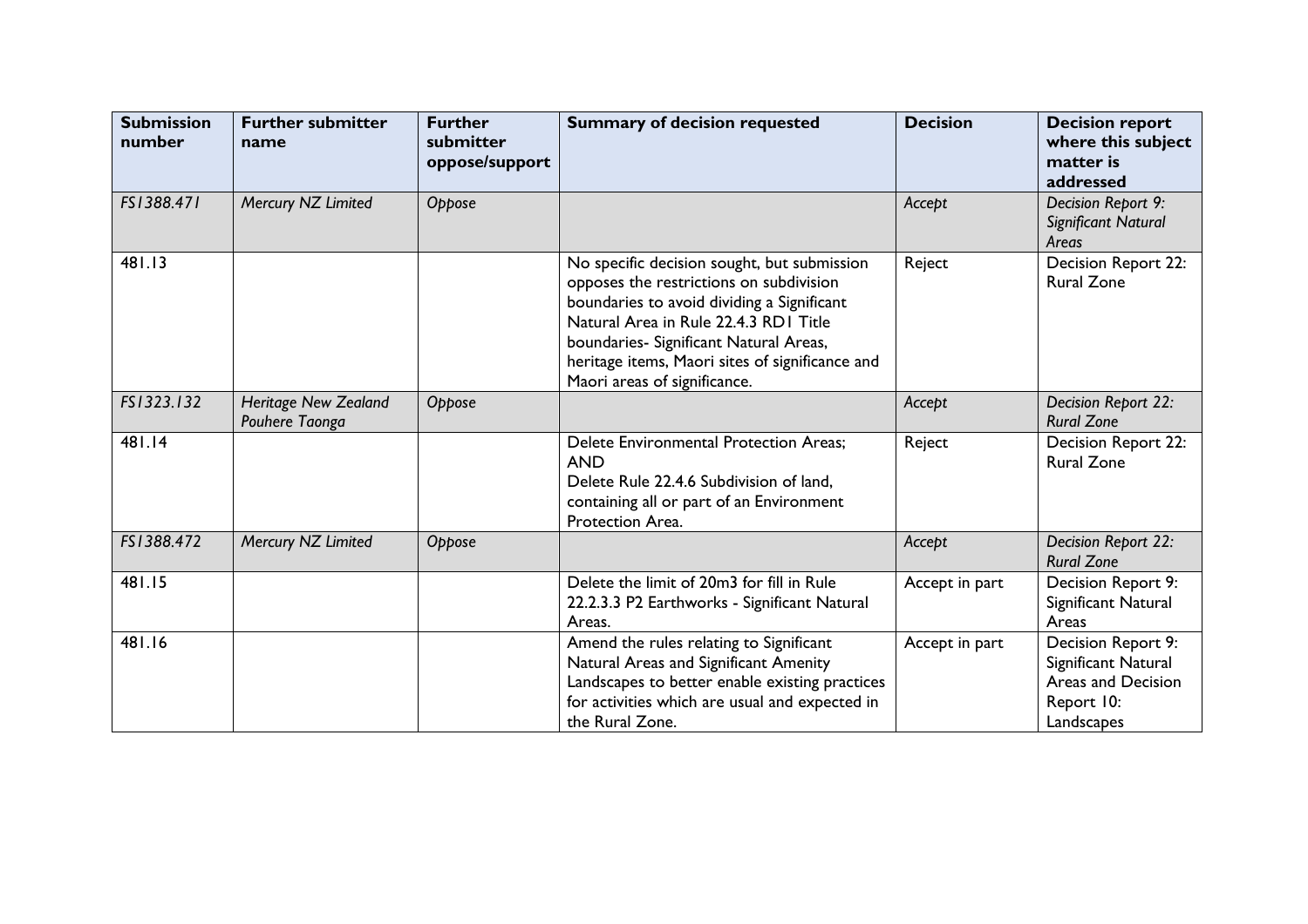| Submission number | Further submitter name | Further submitter oppose/support | Summary of decision requested | Decision | Decision report where this subject matter is addressed |
|---|---|---|---|---|---|
| *FS1388.471* | *Mercury NZ Limited* | *Oppose* | | *Accept* | *Decision Report 9: Significant Natural Areas* |
| 481.13 | | | No specific decision sought, but submission opposes the restrictions on subdivision boundaries to avoid dividing a Significant Natural Area in Rule 22.4.3 RD1 Title boundaries- Significant Natural Areas, heritage items, Maori sites of significance and Maori areas of significance. | Reject | Decision Report 22: Rural Zone |
| *FS1323.132* | *Heritage New Zealand Pouhere Taonga* | *Oppose* | | *Accept* | *Decision Report 22: Rural Zone* |
| 481.14 | | | Delete Environmental Protection Areas; AND Delete Rule 22.4.6 Subdivision of land, containing all or part of an Environment Protection Area. | Reject | Decision Report 22: Rural Zone |
| *FS1388.472* | *Mercury NZ Limited* | *Oppose* | | *Accept* | *Decision Report 22: Rural Zone* |
| 481.15 | | | Delete the limit of 20m3 for fill in Rule 22.2.3.3 P2 Earthworks - Significant Natural Areas. | Accept in part | Decision Report 9: Significant Natural Areas |
| 481.16 | | | Amend the rules relating to Significant Natural Areas and Significant Amenity Landscapes to better enable existing practices for activities which are usual and expected in the Rural Zone. | Accept in part | Decision Report 9: Significant Natural Areas and Decision Report 10: Landscapes |